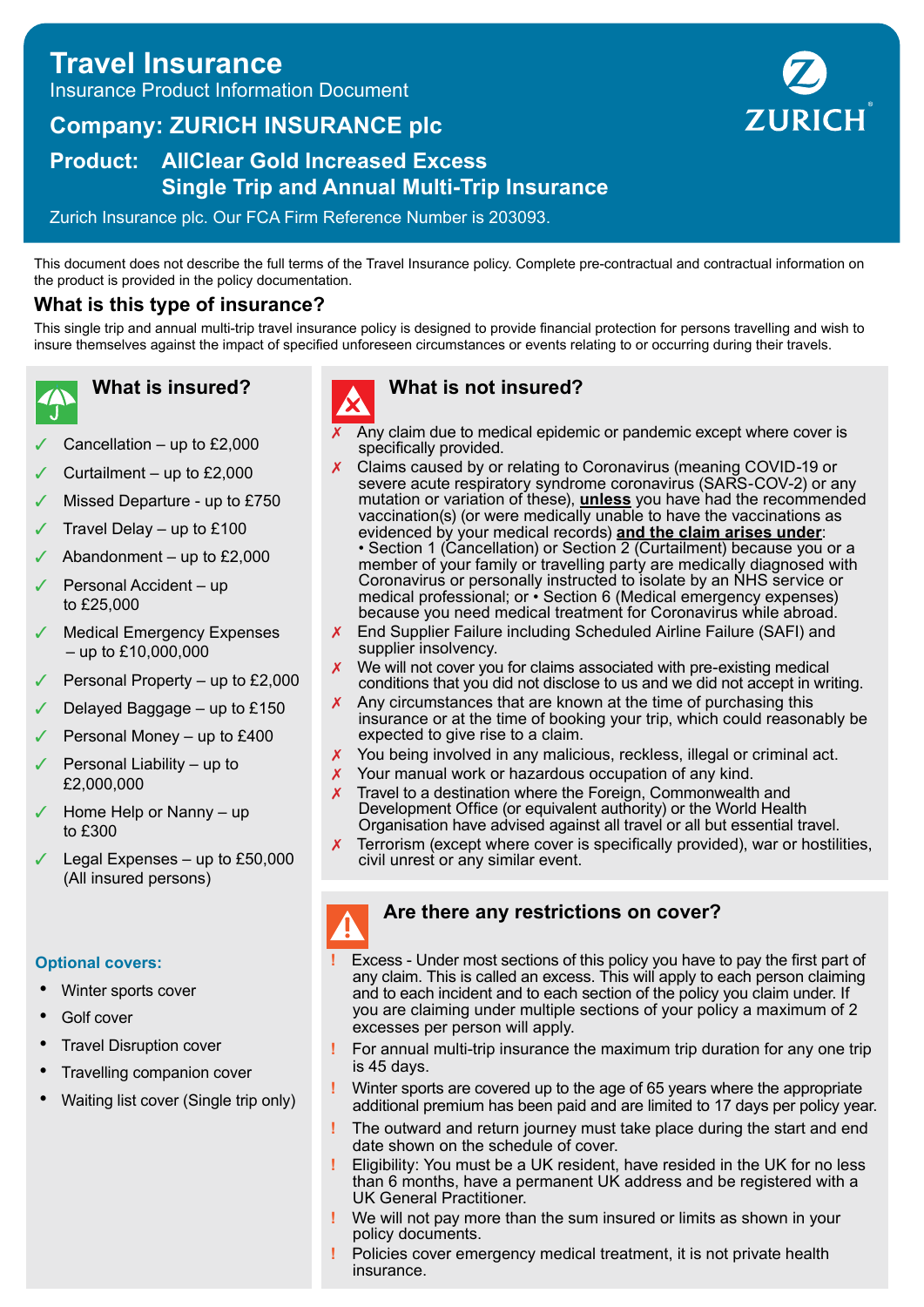# Travel Insurance

Insurance Product Information Document

## Company: ZURICH INSURANCE plc

## Product: AllClear Gold Increased Excess Single Trip and Annual Multi-Trip Insurance

Zurich Insurance plc. Our FCA Firm Reference Number is 203093.

This document does not describe the full terms of the Travel Insurance policy. Complete pre-contractual and contractual information on the product is provided in the policy documentation.

## What is this type of insurance?

This single trip and annual multi-trip travel insurance policy is designed to provide financial protection for persons travelling and wish to insure themselves against the impact of specified unforeseen circumstances or events relating to or occurring during their travels.

## What is insured?

- ✓ Cancellation – up to £2,000
- ✓ Curtailment – up to £2,000
- ✓ Missed Departure - up to £750
- ✓ Travel Delay – up to £100
- ✓ Abandonment – up to £2,000
- ✓ Personal Accident – up to £25,000
- ✓ Medical Emergency Expenses – up to £10,000,000
- ✓ Personal Property – up to £2,000
- ✓ Delayed Baggage – up to £150
- ✓ Personal Money – up to £400
- ✓ Personal Liability – up to £2,000,000
- ✓ Home Help or Nanny – up to £300
- ✓ Legal Expenses – up to £50,000 (All insured persons)

**Optional covers:**

- Winter sports cover
- Golf cover
- Travel Disruption cover
- Travelling companion cover
- Waiting list cover (Single trip only)

## What is not insured?

- ✗ Any claim due to medical epidemic or pandemic except where cover is specifically provided.
- ✗ Claims caused by or relating to Coronavirus (meaning COVID-19 or severe acute respiratory syndrome coronavirus (SARS-COV-2) or any mutation or variation of these), **unless** you have had the recommended vaccination(s) (or were medically unable to have the vaccinations as evidenced by your medical records) **and the claim arises under**: • Section 1 (Cancellation) or Section 2 (Curtailment) because you or a member of your family or travelling party are medically diagnosed with Coronavirus or personally instructed to isolate by an NHS service or medical professional; or • Section 6 (Medical emergency expenses) because you need medical treatment for Coronavirus while abroad.
- ✗ End Supplier Failure including Scheduled Airline Failure (SAFI) and supplier insolvency.
- ✗ We will not cover you for claims associated with pre-existing medical conditions that you did not disclose to us and we did not accept in writing.
- ✗ Any circumstances that are known at the time of purchasing this insurance or at the time of booking your trip, which could reasonably be expected to give rise to a claim.
- ✗ You being involved in any malicious, reckless, illegal or criminal act.
- ✗ Your manual work or hazardous occupation of any kind.
- ✗ Travel to a destination where the Foreign, Commonwealth and Development Office (or equivalent authority) or the World Health Organisation have advised against all travel or all but essential travel.
- ✗ Terrorism (except where cover is specifically provided), war or hostilities, civil unrest or any similar event.

## Are there any restrictions on cover?

- ! Excess - Under most sections of this policy you have to pay the first part of any claim. This is called an excess. This will apply to each person claiming and to each incident and to each section of the policy you claim under. If you are claiming under multiple sections of your policy a maximum of 2 excesses per person will apply.
- ! For annual multi-trip insurance the maximum trip duration for any one trip is 45 days.
- ! Winter sports are covered up to the age of 65 years where the appropriate additional premium has been paid and are limited to 17 days per policy year.
- ! The outward and return journey must take place during the start and end date shown on the schedule of cover.
- ! Eligibility: You must be a UK resident, have resided in the UK for no less than 6 months, have a permanent UK address and be registered with a UK General Practitioner.
- ! We will not pay more than the sum insured or limits as shown in your policy documents.
- ! Policies cover emergency medical treatment, it is not private health insurance.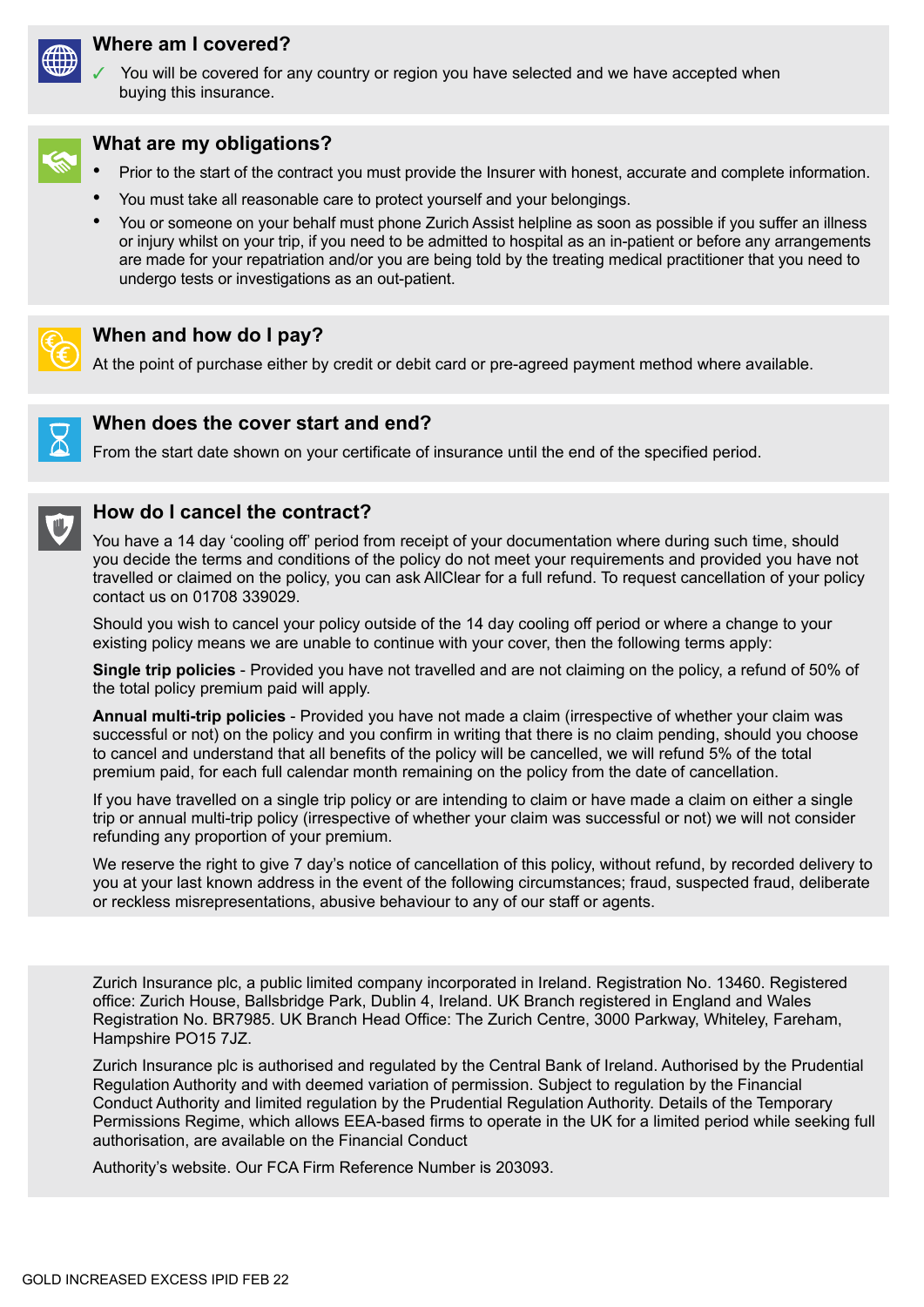## Where am I covered?

✓ You will be covered for any country or region you have selected and we have accepted when buying this insurance.

## What are my obligations?

- Prior to the start of the contract you must provide the Insurer with honest, accurate and complete information.
- You must take all reasonable care to protect yourself and your belongings.
- You or someone on your behalf must phone Zurich Assist helpline as soon as possible if you suffer an illness or injury whilst on your trip, if you need to be admitted to hospital as an in-patient or before any arrangements are made for your repatriation and/or you are being told by the treating medical practitioner that you need to undergo tests or investigations as an out-patient.

## When and how do I pay?

At the point of purchase either by credit or debit card or pre-agreed payment method where available.

## When does the cover start and end?

From the start date shown on your certificate of insurance until the end of the specified period.

## How do I cancel the contract?

You have a 14 day 'cooling off' period from receipt of your documentation where during such time, should you decide the terms and conditions of the policy do not meet your requirements and provided you have not travelled or claimed on the policy, you can ask AllClear for a full refund. To request cancellation of your policy contact us on 01708 339029.

Should you wish to cancel your policy outside of the 14 day cooling off period or where a change to your existing policy means we are unable to continue with your cover, then the following terms apply:

**Single trip policies** - Provided you have not travelled and are not claiming on the policy, a refund of 50% of the total policy premium paid will apply.

**Annual multi-trip policies** - Provided you have not made a claim (irrespective of whether your claim was successful or not) on the policy and you confirm in writing that there is no claim pending, should you choose to cancel and understand that all benefits of the policy will be cancelled, we will refund 5% of the total premium paid, for each full calendar month remaining on the policy from the date of cancellation.

If you have travelled on a single trip policy or are intending to claim or have made a claim on either a single trip or annual multi-trip policy (irrespective of whether your claim was successful or not) we will not consider refunding any proportion of your premium.

We reserve the right to give 7 day's notice of cancellation of this policy, without refund, by recorded delivery to you at your last known address in the event of the following circumstances; fraud, suspected fraud, deliberate or reckless misrepresentations, abusive behaviour to any of our staff or agents.

Zurich Insurance plc, a public limited company incorporated in Ireland. Registration No. 13460. Registered office: Zurich House, Ballsbridge Park, Dublin 4, Ireland. UK Branch registered in England and Wales Registration No. BR7985. UK Branch Head Office: The Zurich Centre, 3000 Parkway, Whiteley, Fareham, Hampshire PO15 7JZ.

Zurich Insurance plc is authorised and regulated by the Central Bank of Ireland. Authorised by the Prudential Regulation Authority and with deemed variation of permission. Subject to regulation by the Financial Conduct Authority and limited regulation by the Prudential Regulation Authority. Details of the Temporary Permissions Regime, which allows EEA-based firms to operate in the UK for a limited period while seeking full authorisation, are available on the Financial Conduct

Authority's website. Our FCA Firm Reference Number is 203093.

GOLD INCREASED EXCESS IPID FEB 22